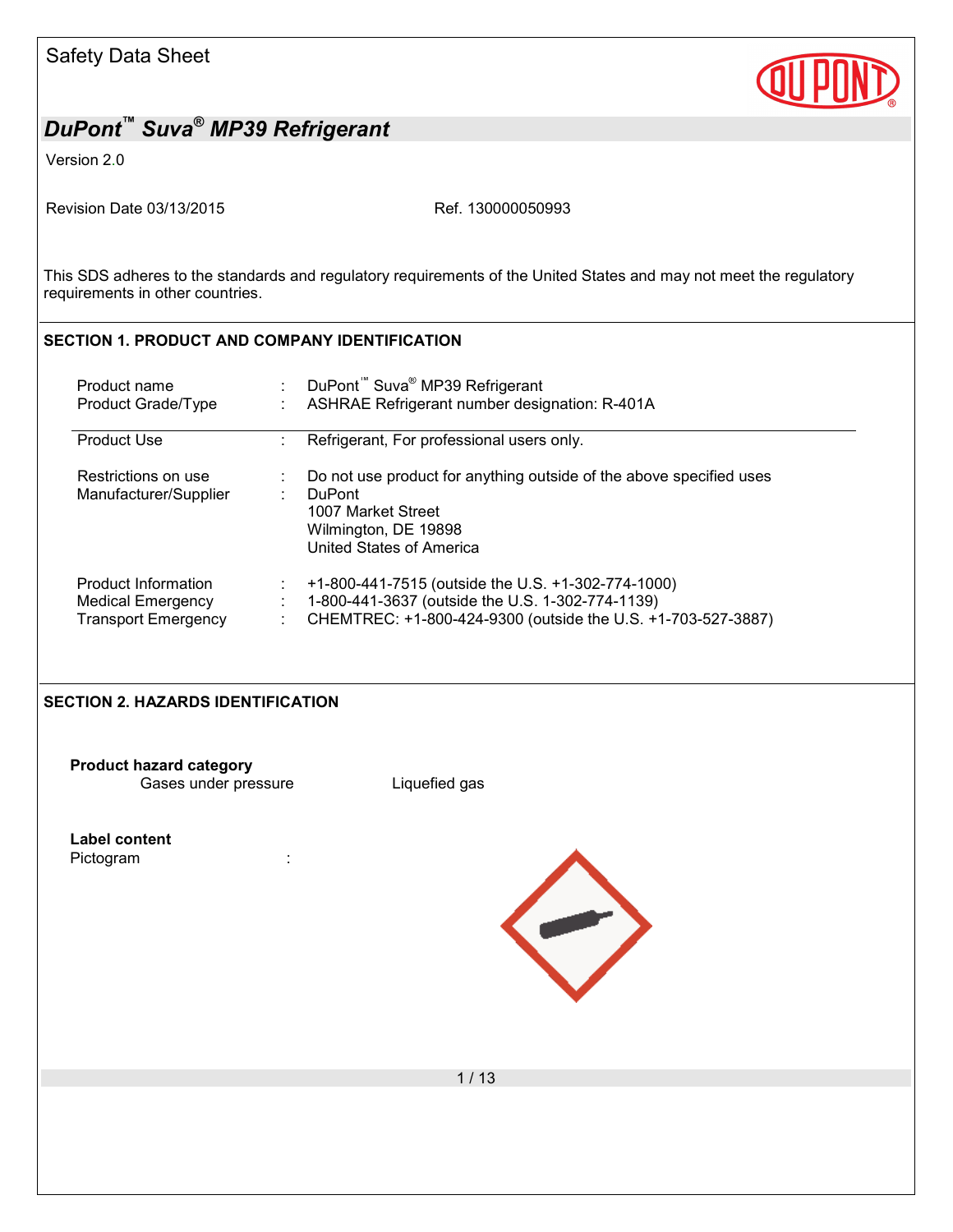Safety Data Sheet

# DuPont™ Suva® MP39 Refrigerant

Version 2.0

Revision Date 03/13/2015 Ref. 130000050993

This SDS adheres to the standards and regulatory requirements of the United States and may not meet the regulatory requirements in other countries.

## SECTION 1. PRODUCT AND COMPANY IDENTIFICATION

| | | |
|---|---|---|
| Product name | : | DuPont™ Suva® MP39 Refrigerant |
| Product Grade/Type | : | ASHRAE Refrigerant number designation: R-401A |
| Product Use | : | Refrigerant, For professional users only. |
| Restrictions on use | : | Do not use product for anything outside of the above specified uses |
| Manufacturer/Supplier | : | DuPont<br>1007 Market Street<br>Wilmington, DE 19898<br>United States of America |
| Product Information | : | +1-800-441-7515 (outside the U.S. +1-302-774-1000) |
| Medical Emergency | : | 1-800-441-3637 (outside the U.S. 1-302-774-1139) |
| Transport Emergency | : | CHEMTREC: +1-800-424-9300 (outside the U.S. +1-703-527-3887) |

## SECTION 2. HAZARDS IDENTIFICATION

**Product hazard category**

Gases under pressure Liquefied gas

**Label content**

Pictogram :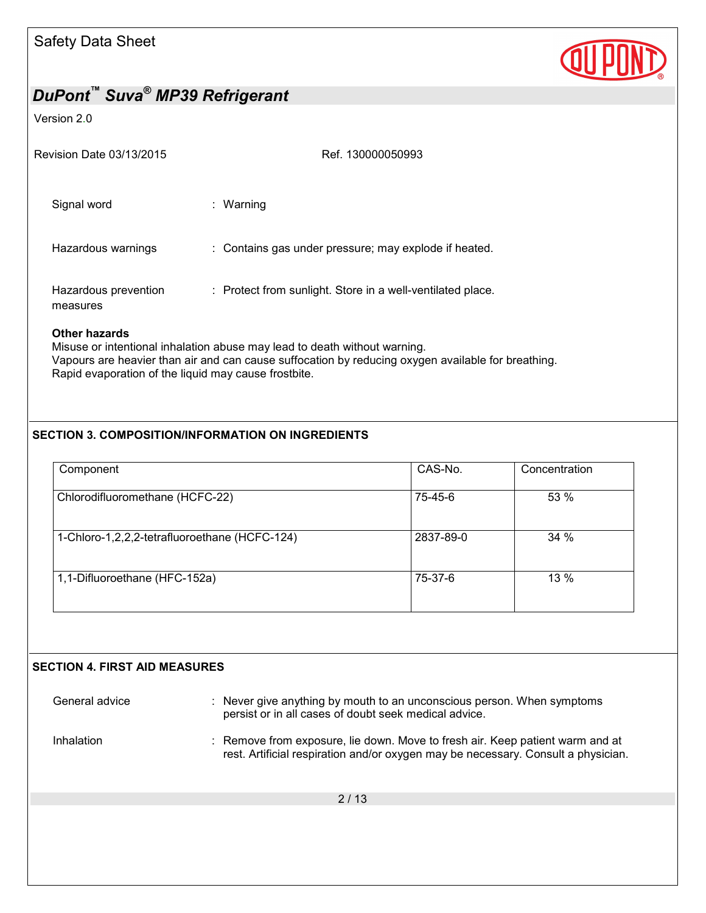Signal word : Warning

Hazardous warnings : Contains gas under pressure; may explode if heated.

Hazardous prevention measures : Protect from sunlight. Store in a well-ventilated place.

**Other hazards**

Misuse or intentional inhalation abuse may lead to death without warning.
Vapours are heavier than air and can cause suffocation by reducing oxygen available for breathing.
Rapid evaporation of the liquid may cause frostbite.

## SECTION 3. COMPOSITION/INFORMATION ON INGREDIENTS

| Component | CAS-No. | Concentration |
|---|---|---|
| Chlorodifluoromethane (HCFC-22) | 75-45-6 | 53 % |
| 1-Chloro-1,2,2,2-tetrafluoroethane (HCFC-124) | 2837-89-0 | 34 % |
| 1,1-Difluoroethane (HFC-152a) | 75-37-6 | 13 % |

## SECTION 4. FIRST AID MEASURES

General advice : Never give anything by mouth to an unconscious person. When symptoms persist or in all cases of doubt seek medical advice.

Inhalation : Remove from exposure, lie down. Move to fresh air. Keep patient warm and at rest. Artificial respiration and/or oxygen may be necessary. Consult a physician.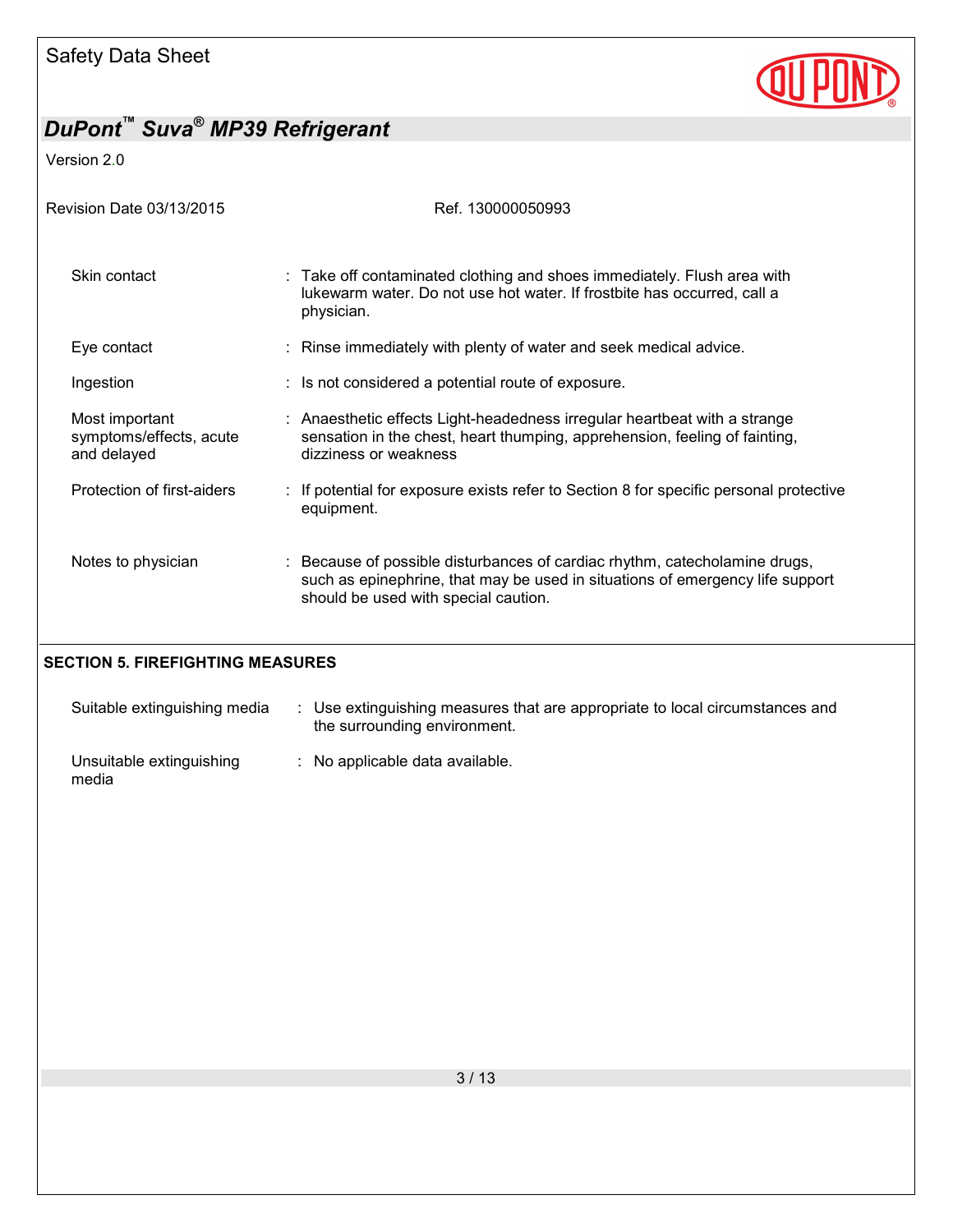| | | |
|---|---|---|
| Skin contact | : | Take off contaminated clothing and shoes immediately. Flush area with lukewarm water. Do not use hot water. If frostbite has occurred, call a physician. |
| Eye contact | : | Rinse immediately with plenty of water and seek medical advice. |
| Ingestion | : | Is not considered a potential route of exposure. |
| Most important symptoms/effects, acute and delayed | : | Anaesthetic effects Light-headedness irregular heartbeat with a strange sensation in the chest, heart thumping, apprehension, feeling of fainting, dizziness or weakness |
| Protection of first-aiders | : | If potential for exposure exists refer to Section 8 for specific personal protective equipment. |
| Notes to physician | : | Because of possible disturbances of cardiac rhythm, catecholamine drugs, such as epinephrine, that may be used in situations of emergency life support should be used with special caution. |

## SECTION 5. FIREFIGHTING MEASURES

| | | |
|---|---|---|
| Suitable extinguishing media | : | Use extinguishing measures that are appropriate to local circumstances and the surrounding environment. |
| Unsuitable extinguishing media | : | No applicable data available. |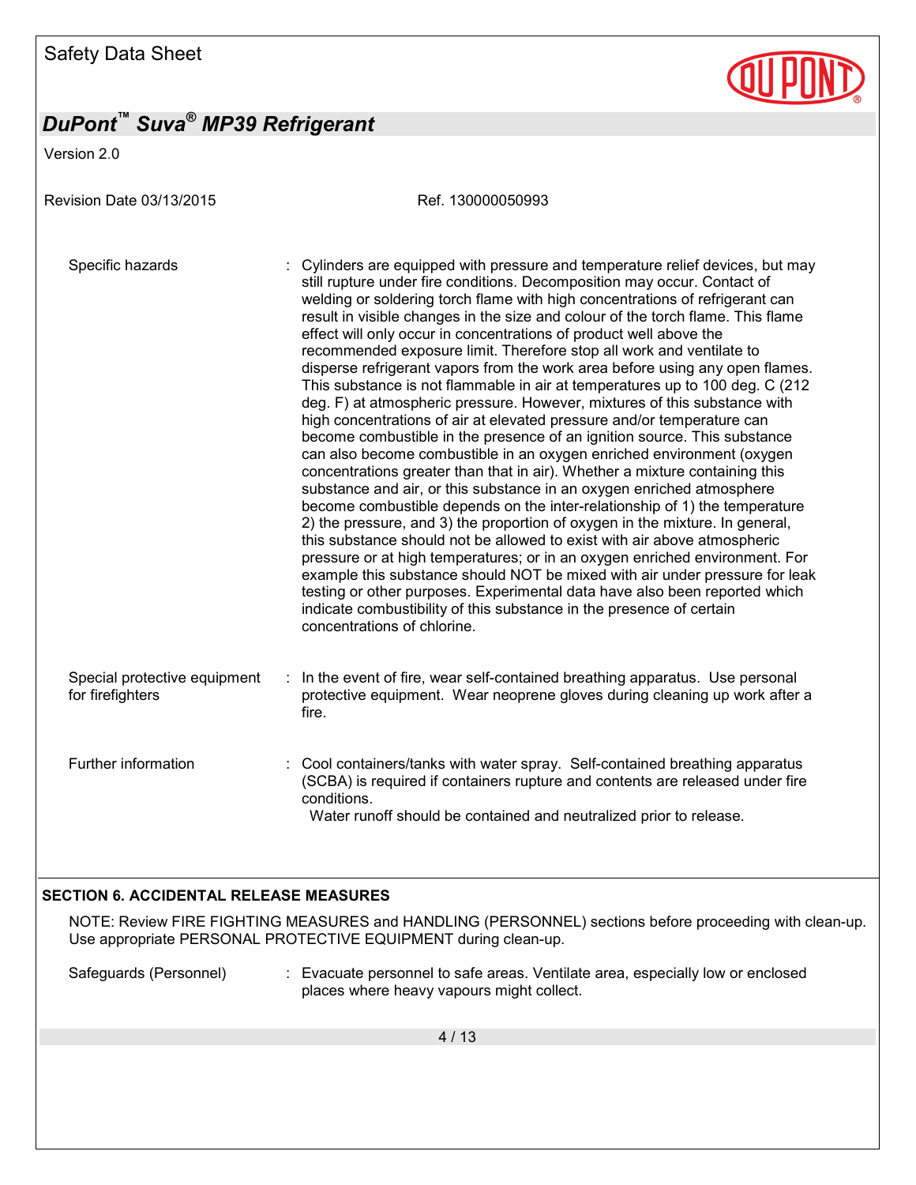| | |
|---|---|
| Specific hazards | : Cylinders are equipped with pressure and temperature relief devices, but may still rupture under fire conditions. Decomposition may occur. Contact of welding or soldering torch flame with high concentrations of refrigerant can result in visible changes in the size and colour of the torch flame. This flame effect will only occur in concentrations of product well above the recommended exposure limit. Therefore stop all work and ventilate to disperse refrigerant vapors from the work area before using any open flames. This substance is not flammable in air at temperatures up to 100 deg. C (212 deg. F) at atmospheric pressure. However, mixtures of this substance with high concentrations of air at elevated pressure and/or temperature can become combustible in the presence of an ignition source. This substance can also become combustible in an oxygen enriched environment (oxygen concentrations greater than that in air). Whether a mixture containing this substance and air, or this substance in an oxygen enriched atmosphere become combustible depends on the inter-relationship of 1) the temperature 2) the pressure, and 3) the proportion of oxygen in the mixture. In general, this substance should not be allowed to exist with air above atmospheric pressure or at high temperatures; or in an oxygen enriched environment. For example this substance should NOT be mixed with air under pressure for leak testing or other purposes. Experimental data have also been reported which indicate combustibility of this substance in the presence of certain concentrations of chlorine. |
| Special protective equipment for firefighters | : In the event of fire, wear self-contained breathing apparatus. Use personal protective equipment. Wear neoprene gloves during cleaning up work after a fire. |
| Further information | : Cool containers/tanks with water spray. Self-contained breathing apparatus (SCBA) is required if containers rupture and contents are released under fire conditions.<br>Water runoff should be contained and neutralized prior to release. |

## SECTION 6. ACCIDENTAL RELEASE MEASURES

NOTE: Review FIRE FIGHTING MEASURES and HANDLING (PERSONNEL) sections before proceeding with clean-up. Use appropriate PERSONAL PROTECTIVE EQUIPMENT during clean-up.

| | |
|---|---|
| Safeguards (Personnel) | : Evacuate personnel to safe areas. Ventilate area, especially low or enclosed places where heavy vapours might collect. |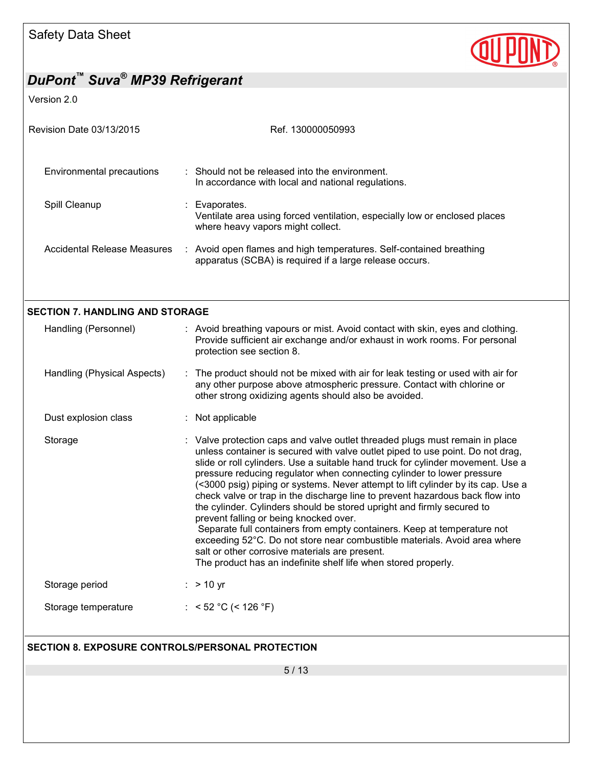| | |
|---|---|
| Environmental precautions | : Should not be released into the environment. In accordance with local and national regulations. |
| Spill Cleanup | : Evaporates. Ventilate area using forced ventilation, especially low or enclosed places where heavy vapors might collect. |
| Accidental Release Measures | : Avoid open flames and high temperatures. Self-contained breathing apparatus (SCBA) is required if a large release occurs. |

## SECTION 7. HANDLING AND STORAGE

| | |
|---|---|
| Handling (Personnel) | : Avoid breathing vapours or mist. Avoid contact with skin, eyes and clothing. Provide sufficient air exchange and/or exhaust in work rooms. For personal protection see section 8. |
| Handling (Physical Aspects) | : The product should not be mixed with air for leak testing or used with air for any other purpose above atmospheric pressure. Contact with chlorine or other strong oxidizing agents should also be avoided. |
| Dust explosion class | : Not applicable |
| Storage | : Valve protection caps and valve outlet threaded plugs must remain in place unless container is secured with valve outlet piped to use point. Do not drag, slide or roll cylinders. Use a suitable hand truck for cylinder movement. Use a pressure reducing regulator when connecting cylinder to lower pressure (<3000 psig) piping or systems. Never attempt to lift cylinder by its cap. Use a check valve or trap in the discharge line to prevent hazardous back flow into the cylinder. Cylinders should be stored upright and firmly secured to prevent falling or being knocked over. Separate full containers from empty containers. Keep at temperature not exceeding 52°C. Do not store near combustible materials. Avoid area where salt or other corrosive materials are present. The product has an indefinite shelf life when stored properly. |
| Storage period | : > 10 yr |
| Storage temperature | : < 52 °C (< 126 °F) |

## SECTION 8. EXPOSURE CONTROLS/PERSONAL PROTECTION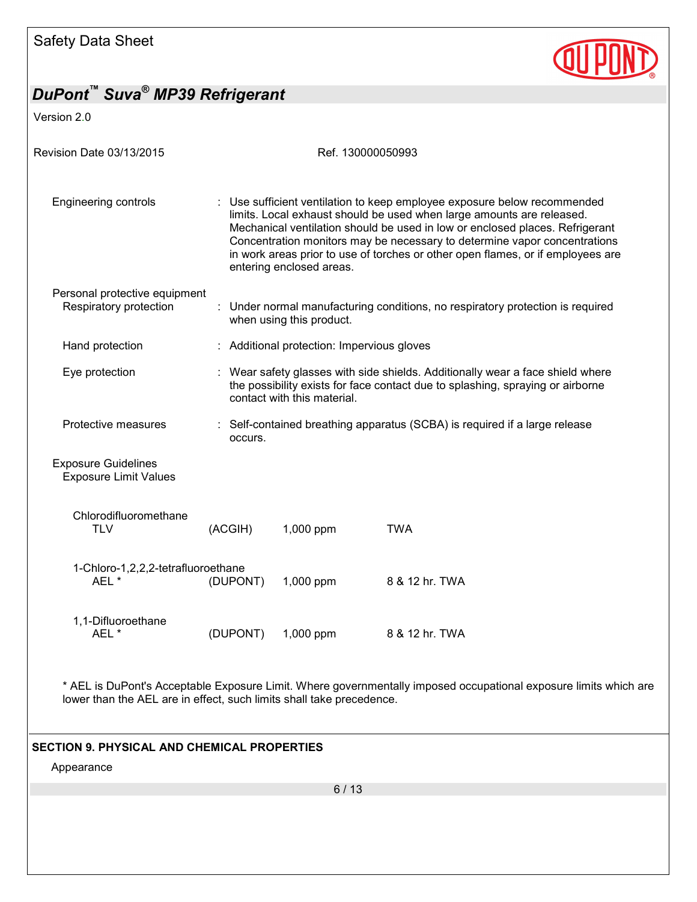| | |
|---|---|
| Engineering controls | : Use sufficient ventilation to keep employee exposure below recommended limits. Local exhaust should be used when large amounts are released. Mechanical ventilation should be used in low or enclosed places. Refrigerant Concentration monitors may be necessary to determine vapor concentrations in work areas prior to use of torches or other open flames, or if employees are entering enclosed areas. |

Personal protective equipment

| | |
|---|---|
| Respiratory protection | : Under normal manufacturing conditions, no respiratory protection is required when using this product. |
| Hand protection | : Additional protection: Impervious gloves |
| Eye protection | : Wear safety glasses with side shields. Additionally wear a face shield where the possibility exists for face contact due to splashing, spraying or airborne contact with this material. |
| Protective measures | : Self-contained breathing apparatus (SCBA) is required if a large release occurs. |

Exposure Guidelines

Exposure Limit Values

| Component | Source | Value | Type |
|---|---|---|---|
| Chlorodifluoromethane | | | |
| TLV | (ACGIH) | 1,000 ppm | TWA |
| 1-Chloro-1,2,2,2-tetrafluoroethane | | | |
| AEL * | (DUPONT) | 1,000 ppm | 8 & 12 hr. TWA |
| 1,1-Difluoroethane | | | |
| AEL * | (DUPONT) | 1,000 ppm | 8 & 12 hr. TWA |

* AEL is DuPont's Acceptable Exposure Limit. Where governmentally imposed occupational exposure limits which are lower than the AEL are in effect, such limits shall take precedence.

## SECTION 9. PHYSICAL AND CHEMICAL PROPERTIES

Appearance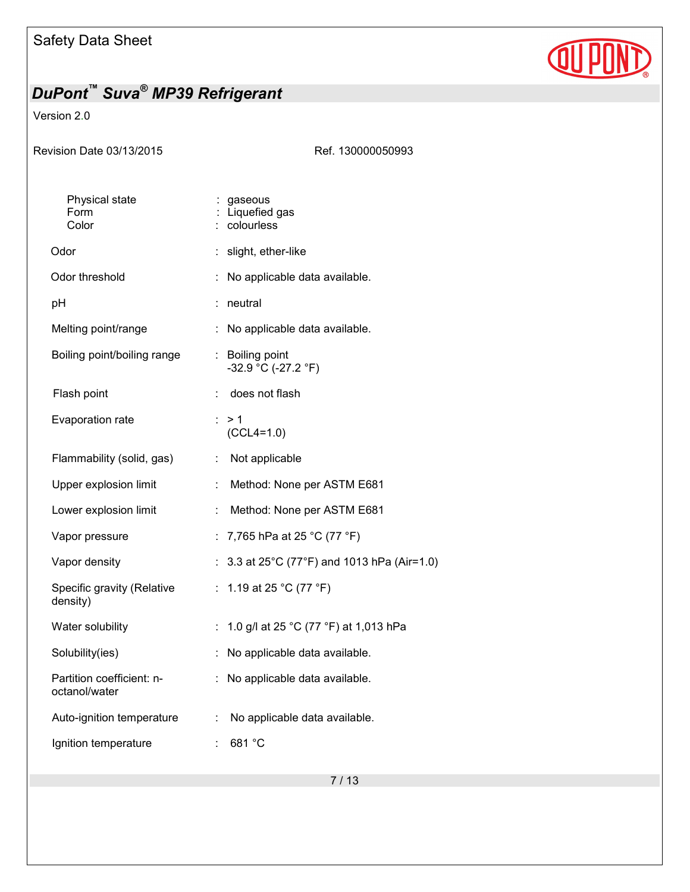| Property | | Value |
|---|---|---|
| Physical state | : | gaseous |
| Form | : | Liquefied gas |
| Color | : | colourless |
| Odor | : | slight, ether-like |
| Odor threshold | : | No applicable data available. |
| pH | : | neutral |
| Melting point/range | : | No applicable data available. |
| Boiling point/boiling range | : | Boiling point<br>-32.9 °C (-27.2 °F) |
| Flash point | : | does not flash |
| Evaporation rate | : | > 1<br>(CCL4=1.0) |
| Flammability (solid, gas) | : | Not applicable |
| Upper explosion limit | : | Method: None per ASTM E681 |
| Lower explosion limit | : | Method: None per ASTM E681 |
| Vapor pressure | : | 7,765 hPa at 25 °C (77 °F) |
| Vapor density | : | 3.3 at 25°C (77°F) and 1013 hPa (Air=1.0) |
| Specific gravity (Relative density) | : | 1.19 at 25 °C (77 °F) |
| Water solubility | : | 1.0 g/l at 25 °C (77 °F) at 1,013 hPa |
| Solubility(ies) | : | No applicable data available. |
| Partition coefficient: n-octanol/water | : | No applicable data available. |
| Auto-ignition temperature | : | No applicable data available. |
| Ignition temperature | : | 681 °C |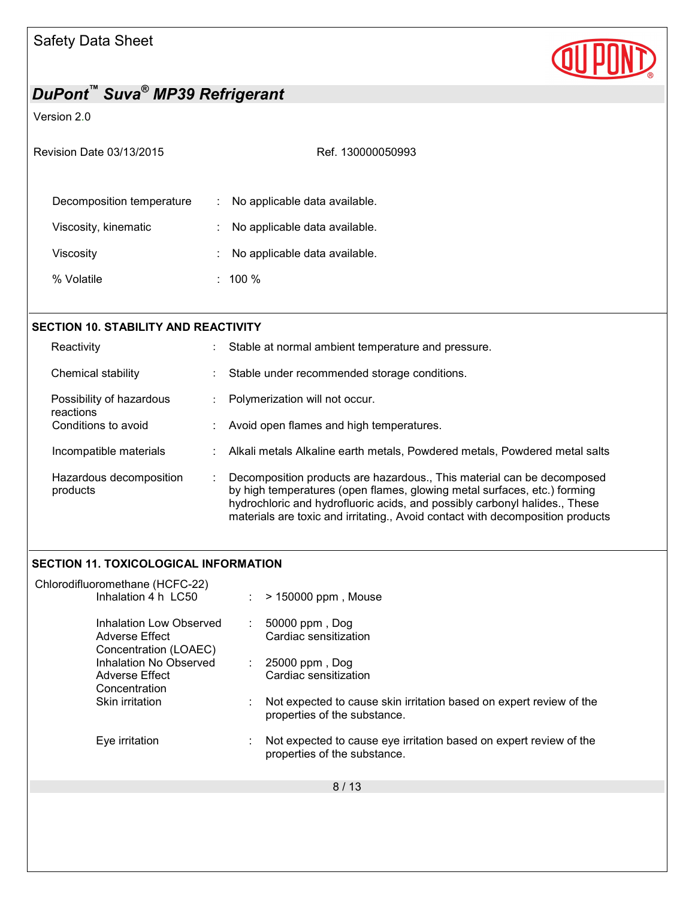| | | |
|---|---|---|
| Decomposition temperature | : | No applicable data available. |
| Viscosity, kinematic | : | No applicable data available. |
| Viscosity | : | No applicable data available. |
| % Volatile | : | 100 % |

## SECTION 10. STABILITY AND REACTIVITY

| | | |
|---|---|---|
| Reactivity | : | Stable at normal ambient temperature and pressure. |
| Chemical stability | : | Stable under recommended storage conditions. |
| Possibility of hazardous reactions | : | Polymerization will not occur. |
| Conditions to avoid | : | Avoid open flames and high temperatures. |
| Incompatible materials | : | Alkali metals Alkaline earth metals, Powdered metals, Powdered metal salts |
| Hazardous decomposition products | : | Decomposition products are hazardous., This material can be decomposed by high temperatures (open flames, glowing metal surfaces, etc.) forming hydrochloric and hydrofluoric acids, and possibly carbonyl halides., These materials are toxic and irritating., Avoid contact with decomposition products |

## SECTION 11. TOXICOLOGICAL INFORMATION

Chlorodifluoromethane (HCFC-22)

| | | |
|---|---|---|
| Inhalation 4 h LC50 | : | > 150000 ppm , Mouse |
| Inhalation Low Observed Adverse Effect Concentration (LOAEC) | : | 50000 ppm , Dog<br>Cardiac sensitization |
| Inhalation No Observed Adverse Effect Concentration | : | 25000 ppm , Dog<br>Cardiac sensitization |
| Skin irritation | : | Not expected to cause skin irritation based on expert review of the properties of the substance. |
| Eye irritation | : | Not expected to cause eye irritation based on expert review of the properties of the substance. |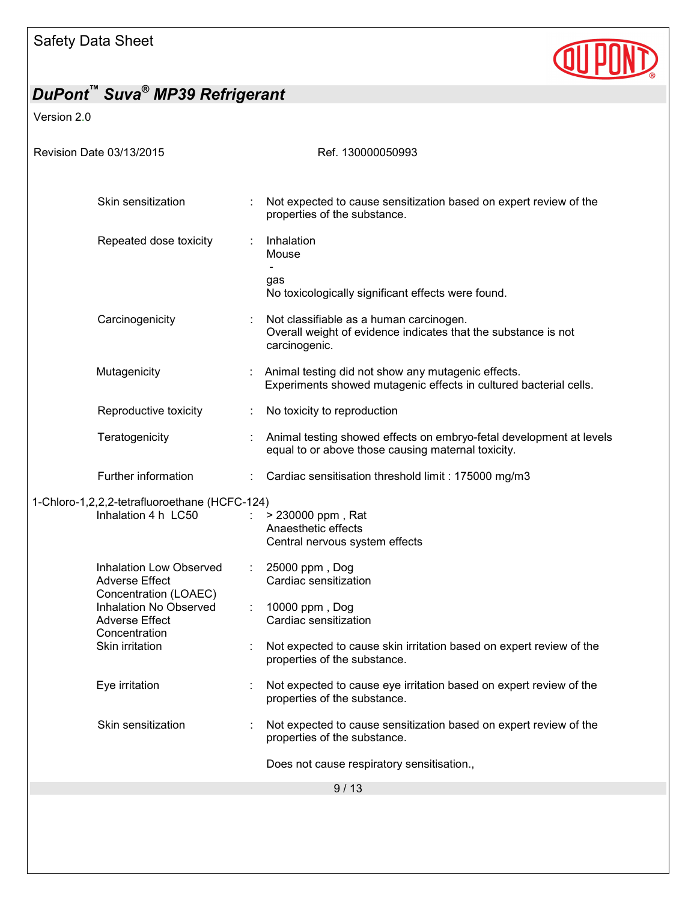| | | |
|---|---|---|
| Skin sensitization | : | Not expected to cause sensitization based on expert review of the properties of the substance. |
| Repeated dose toxicity | : | Inhalation<br>Mouse<br>-<br>gas<br>No toxicologically significant effects were found. |
| Carcinogenicity | : | Not classifiable as a human carcinogen.<br>Overall weight of evidence indicates that the substance is not carcinogenic. |
| Mutagenicity | : | Animal testing did not show any mutagenic effects.<br>Experiments showed mutagenic effects in cultured bacterial cells. |
| Reproductive toxicity | : | No toxicity to reproduction |
| Teratogenicity | : | Animal testing showed effects on embryo-fetal development at levels equal to or above those causing maternal toxicity. |
| Further information | : | Cardiac sensitisation threshold limit : 175000 mg/m3 |

1-Chloro-1,2,2,2-tetrafluoroethane (HCFC-124)

| | | |
|---|---|---|
| Inhalation 4 h LC50 | : | > 230000 ppm , Rat<br>Anaesthetic effects<br>Central nervous system effects |
| Inhalation Low Observed Adverse Effect Concentration (LOAEC) | : | 25000 ppm , Dog<br>Cardiac sensitization |
| Inhalation No Observed Adverse Effect Concentration | : | 10000 ppm , Dog<br>Cardiac sensitization |
| Skin irritation | : | Not expected to cause skin irritation based on expert review of the properties of the substance. |
| Eye irritation | : | Not expected to cause eye irritation based on expert review of the properties of the substance. |
| Skin sensitization | : | Not expected to cause sensitization based on expert review of the properties of the substance.<br><br>Does not cause respiratory sensitisation., |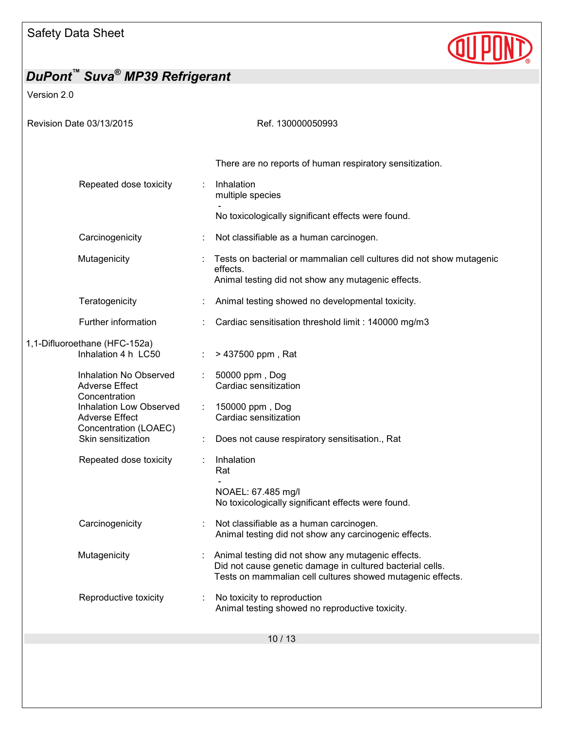There are no reports of human respiratory sensitization.

| | | |
|---|---|---|
| Repeated dose toxicity | : | Inhalation<br>multiple species<br>-<br>No toxicologically significant effects were found. |
| Carcinogenicity | : | Not classifiable as a human carcinogen. |
| Mutagenicity | : | Tests on bacterial or mammalian cell cultures did not show mutagenic effects.<br>Animal testing did not show any mutagenic effects. |
| Teratogenicity | : | Animal testing showed no developmental toxicity. |
| Further information | : | Cardiac sensitisation threshold limit : 140000 mg/m3 |

**1,1-Difluoroethane (HFC-152a)**

| | | |
|---|---|---|
| Inhalation 4 h LC50 | : | > 437500 ppm , Rat |
| Inhalation No Observed Adverse Effect Concentration | : | 50000 ppm , Dog<br>Cardiac sensitization |
| Inhalation Low Observed Adverse Effect Concentration (LOAEC) | : | 150000 ppm , Dog<br>Cardiac sensitization |
| Skin sensitization | : | Does not cause respiratory sensitisation., Rat |
| Repeated dose toxicity | : | Inhalation<br>Rat<br>-<br>NOAEL: 67.485 mg/l<br>No toxicologically significant effects were found. |
| Carcinogenicity | : | Not classifiable as a human carcinogen.<br>Animal testing did not show any carcinogenic effects. |
| Mutagenicity | : | Animal testing did not show any mutagenic effects.<br>Did not cause genetic damage in cultured bacterial cells.<br>Tests on mammalian cell cultures showed mutagenic effects. |
| Reproductive toxicity | : | No toxicity to reproduction<br>Animal testing showed no reproductive toxicity. |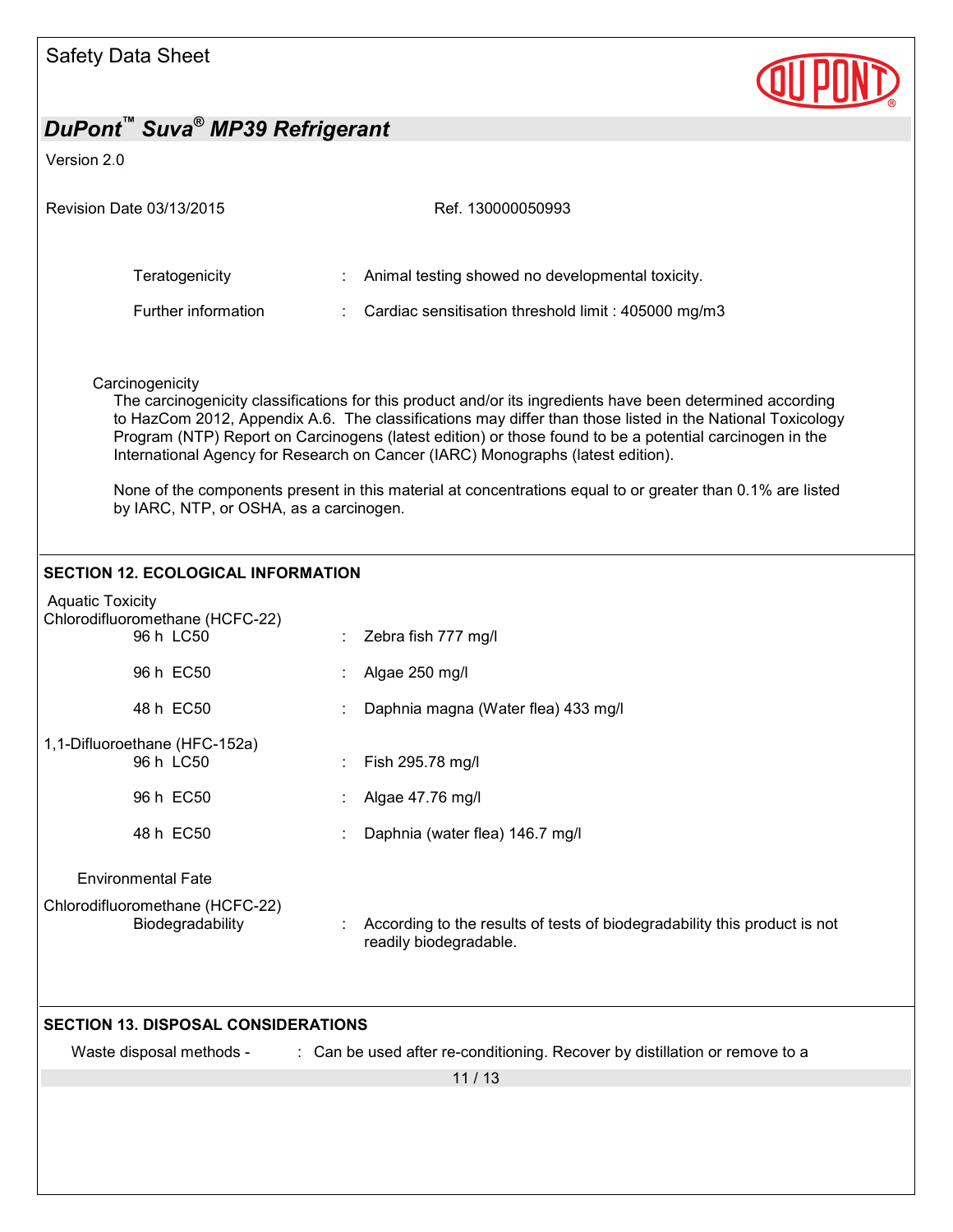Teratogenicity : Animal testing showed no developmental toxicity.

Further information : Cardiac sensitisation threshold limit : 405000 mg/m3

Carcinogenicity

The carcinogenicity classifications for this product and/or its ingredients have been determined according to HazCom 2012, Appendix A.6. The classifications may differ than those listed in the National Toxicology Program (NTP) Report on Carcinogens (latest edition) or those found to be a potential carcinogen in the International Agency for Research on Cancer (IARC) Monographs (latest edition).

None of the components present in this material at concentrations equal to or greater than 0.1% are listed by IARC, NTP, or OSHA, as a carcinogen.

## SECTION 12. ECOLOGICAL INFORMATION

Aquatic Toxicity

Chlorodifluoromethane (HCFC-22)

96 h LC50 : Zebra fish 777 mg/l

96 h EC50 : Algae 250 mg/l

48 h EC50 : Daphnia magna (Water flea) 433 mg/l

1,1-Difluoroethane (HFC-152a)

96 h LC50 : Fish 295.78 mg/l

96 h EC50 : Algae 47.76 mg/l

48 h EC50 : Daphnia (water flea) 146.7 mg/l

Environmental Fate

Chlorodifluoromethane (HCFC-22)

Biodegradability : According to the results of tests of biodegradability this product is not readily biodegradable.

## SECTION 13. DISPOSAL CONSIDERATIONS

Waste disposal methods - : Can be used after re-conditioning. Recover by distillation or remove to a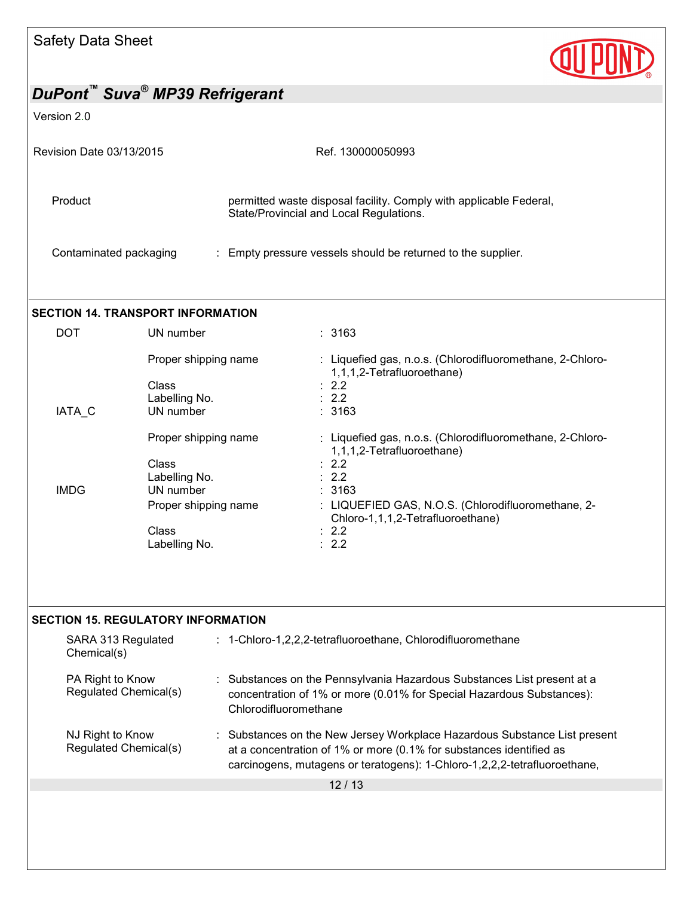| | |
|---|---|
| Product | permitted waste disposal facility. Comply with applicable Federal, State/Provincial and Local Regulations. |
| Contaminated packaging | : Empty pressure vessels should be returned to the supplier. |

## SECTION 14. TRANSPORT INFORMATION

| | | |
|---|---|---|
| DOT | UN number | : 3163 |
| | Proper shipping name | : Liquefied gas, n.o.s. (Chlorodifluoromethane, 2-Chloro-1,1,1,2-Tetrafluoroethane) |
| | Class | : 2.2 |
| | Labelling No. | : 2.2 |
| IATA_C | UN number | : 3163 |
| | Proper shipping name | : Liquefied gas, n.o.s. (Chlorodifluoromethane, 2-Chloro-1,1,1,2-Tetrafluoroethane) |
| | Class | : 2.2 |
| | Labelling No. | : 2.2 |
| IMDG | UN number | : 3163 |
| | Proper shipping name | : LIQUEFIED GAS, N.O.S. (Chlorodifluoromethane, 2-Chloro-1,1,1,2-Tetrafluoroethane) |
| | Class | : 2.2 |
| | Labelling No. | : 2.2 |

## SECTION 15. REGULATORY INFORMATION

| | |
|---|---|
| SARA 313 Regulated Chemical(s) | : 1-Chloro-1,2,2,2-tetrafluoroethane, Chlorodifluoromethane |
| PA Right to Know Regulated Chemical(s) | : Substances on the Pennsylvania Hazardous Substances List present at a concentration of 1% or more (0.01% for Special Hazardous Substances): Chlorodifluoromethane |
| NJ Right to Know Regulated Chemical(s) | : Substances on the New Jersey Workplace Hazardous Substance List present at a concentration of 1% or more (0.1% for substances identified as carcinogens, mutagens or teratogens): 1-Chloro-1,2,2,2-tetrafluoroethane, |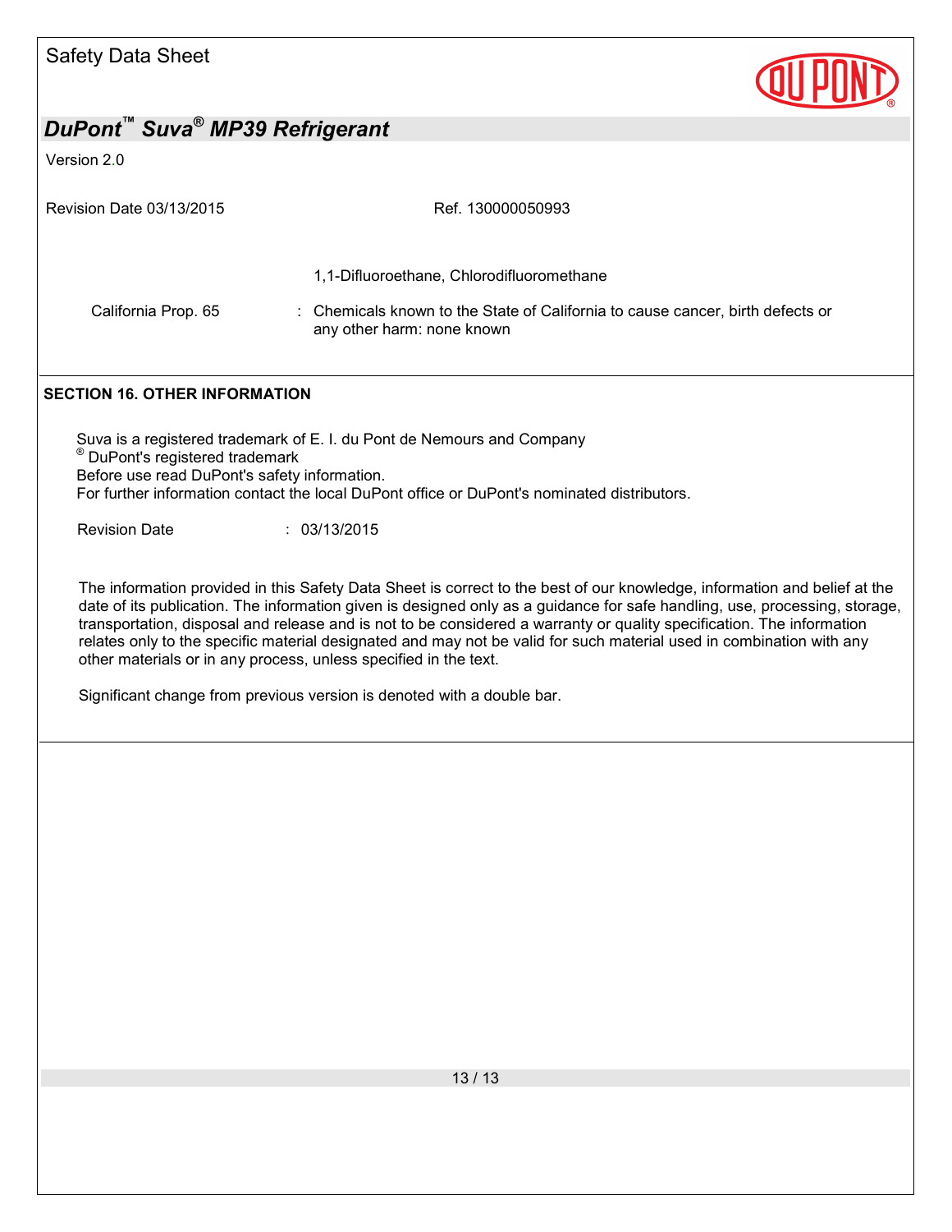1,1-Difluoroethane, Chlorodifluoromethane

| | | |
|---|---|---|
| California Prop. 65 | : | Chemicals known to the State of California to cause cancer, birth defects or any other harm: none known |

## SECTION 16. OTHER INFORMATION

Suva is a registered trademark of E. I. du Pont de Nemours and Company
® DuPont's registered trademark
Before use read DuPont's safety information.
For further information contact the local DuPont office or DuPont's nominated distributors.

Revision Date : 03/13/2015

The information provided in this Safety Data Sheet is correct to the best of our knowledge, information and belief at the date of its publication. The information given is designed only as a guidance for safe handling, use, processing, storage, transportation, disposal and release and is not to be considered a warranty or quality specification. The information relates only to the specific material designated and may not be valid for such material used in combination with any other materials or in any process, unless specified in the text.

Significant change from previous version is denoted with a double bar.